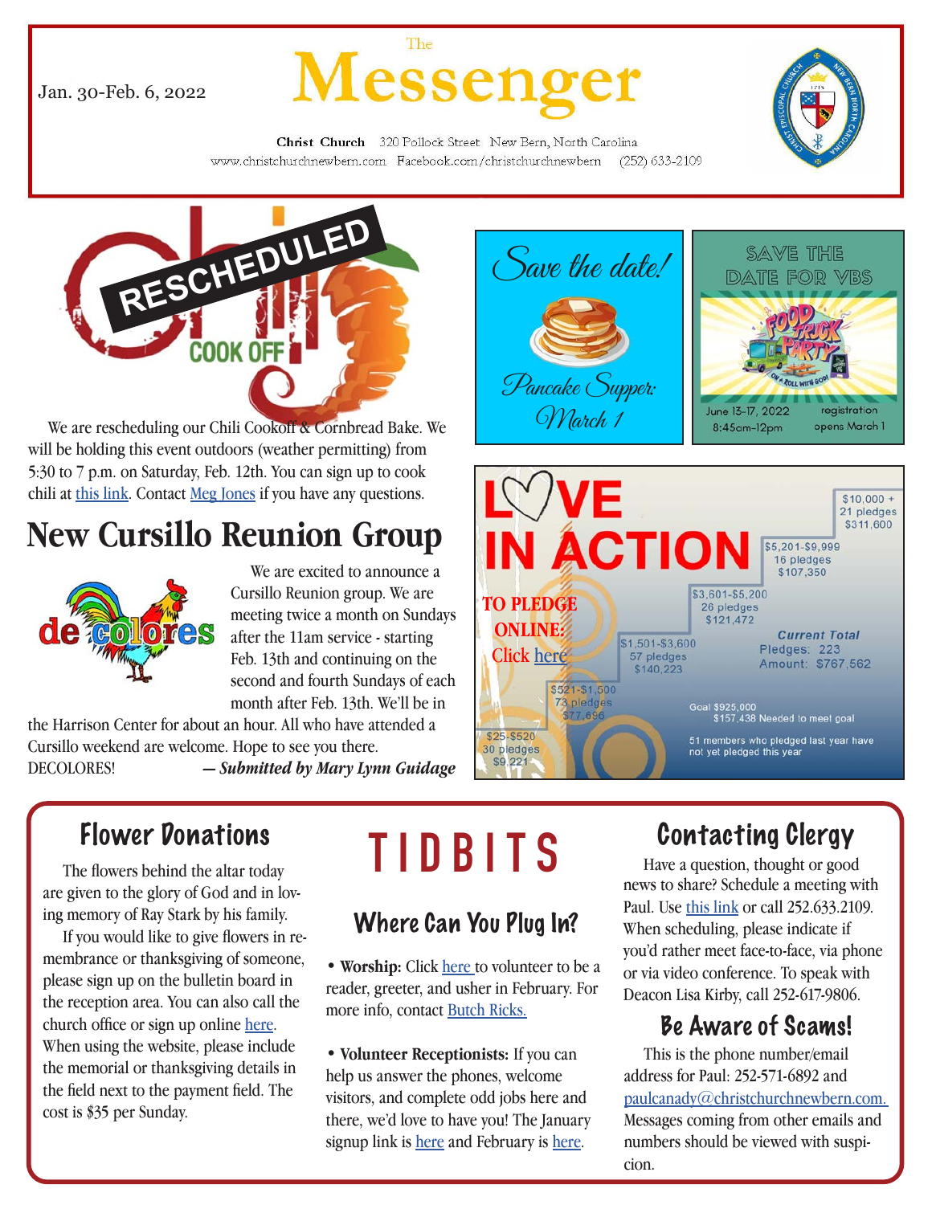Jan. 30-Feb. 6, 2022

# The Messenger

**Christ Church** 320 Pollock Street New Bern, North Carolina
www.christchurchnewbern.com Facebook.com/christchurchnewbern (252) 633-2109

## Chili Cook Off — RESCHEDULED

We are rescheduling our Chili Cookoff & Cornbread Bake. We will be holding this event outdoors (weather permitting) from 5:30 to 7 p.m. on Saturday, Feb. 12th. You can sign up to cook chili at this link. Contact Meg Jones if you have any questions.

## New Cursillo Reunion Group

de colores

We are excited to announce a Cursillo Reunion group. We are meeting twice a month on Sundays after the 11am service - starting Feb. 13th and continuing on the second and fourth Sundays of each month after Feb. 13th. We'll be in the Harrison Center for about an hour. All who have attended a Cursillo weekend are welcome. Hope to see you there.
DECOLORES! ***— Submitted by Mary Lynn Guidage***

## Save the date!

Pancake Supper: March 1

## SAVE THE DATE FOR VBS

FOOD TRUCK PARTY — On a Roll with God!

June 13-17, 2022
8:45am-12pm

registration opens March 1

## LOVE IN ACTION

**TO PLEDGE ONLINE:** Click here

| Range | Pledges | Amount |
|---|---|---|
| $10,000 + | 21 pledges | $311,600 |
| $5,201-$9,999 | 16 pledges | $107,350 |
| $3,601-$5,200 | 26 pledges | $121,472 |
| $1,501-$3,600 | 57 pledges | $140,223 |
| $521-$1,500 | 73 pledges | $77,696 |
| $25-$520 | 30 pledges | $9,221 |

**Current Total**
Pledges: 223
Amount: $767,562

Goal $925,000
$157,438 Needed to meet goal

51 members who pledged last year have not yet pledged this year

## Flower Donations

The flowers behind the altar today are given to the glory of God and in loving memory of Ray Stark by his family.

If you would like to give flowers in remembrance or thanksgiving of someone, please sign up on the bulletin board in the reception area. You can also call the church office or sign up online here. When using the website, please include the memorial or thanksgiving details in the field next to the payment field. The cost is $35 per Sunday.

# TIDBITS

## Where Can You Plug In?

- **Worship:** Click here to volunteer to be a reader, greeter, and usher in February. For more info, contact Butch Ricks.

- **Volunteer Receptionists:** If you can help us answer the phones, welcome visitors, and complete odd jobs here and there, we'd love to have you! The January signup link is here and February is here.

## Contacting Clergy

Have a question, thought or good news to share? Schedule a meeting with Paul. Use this link or call 252.633.2109. When scheduling, please indicate if you'd rather meet face-to-face, via phone or via video conference. To speak with Deacon Lisa Kirby, call 252-617-9806.

## Be Aware of Scams!

This is the phone number/email address for Paul: 252-571-6892 and paulcanady@christchurchnewbern.com. Messages coming from other emails and numbers should be viewed with suspicion.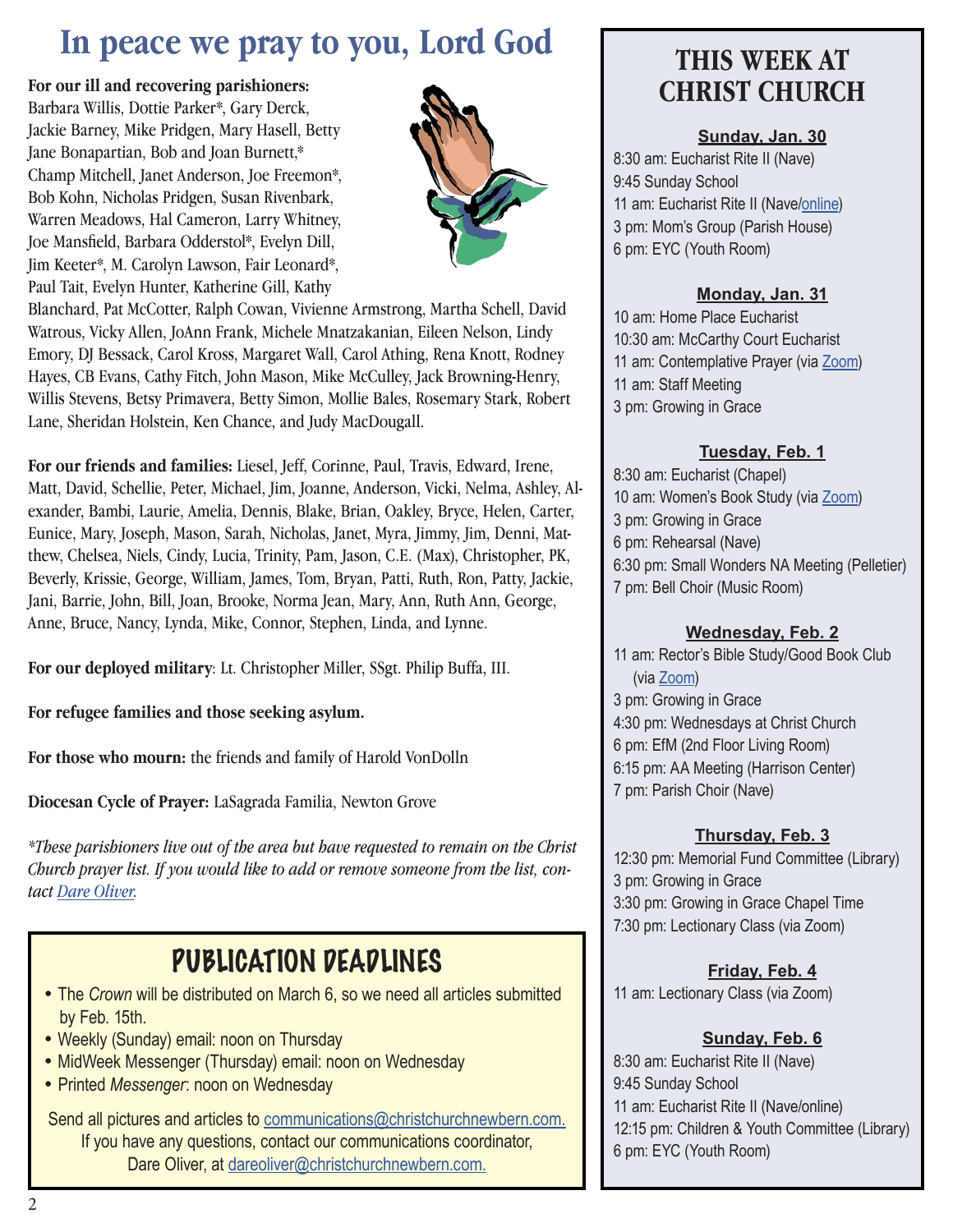# In peace we pray to you, Lord God

**For our ill and recovering parishioners:** Barbara Willis, Dottie Parker*, Gary Derck, Jackie Barney, Mike Pridgen, Mary Hasell, Betty Jane Bonapartian, Bob and Joan Burnett,* Champ Mitchell, Janet Anderson, Joe Freemon*, Bob Kohn, Nicholas Pridgen, Susan Rivenbark, Warren Meadows, Hal Cameron, Larry Whitney, Joe Mansfield, Barbara Odderstol*, Evelyn Dill, Jim Keeter*, M. Carolyn Lawson, Fair Leonard*, Paul Tait, Evelyn Hunter, Katherine Gill, Kathy Blanchard, Pat McCotter, Ralph Cowan, Vivienne Armstrong, Martha Schell, David Watrous, Vicky Allen, JoAnn Frank, Michele Mnatzakanian, Eileen Nelson, Lindy Emory, DJ Bessack, Carol Kross, Margaret Wall, Carol Athing, Rena Knott, Rodney Hayes, CB Evans, Cathy Fitch, John Mason, Mike McCulley, Jack Browning-Henry, Willis Stevens, Betsy Primavera, Betty Simon, Mollie Bales, Rosemary Stark, Robert Lane, Sheridan Holstein, Ken Chance, and Judy MacDougall.

**For our friends and families:** Liesel, Jeff, Corinne, Paul, Travis, Edward, Irene, Matt, David, Schellie, Peter, Michael, Jim, Joanne, Anderson, Vicki, Nelma, Ashley, Alexander, Bambi, Laurie, Amelia, Dennis, Blake, Brian, Oakley, Bryce, Helen, Carter, Eunice, Mary, Joseph, Mason, Sarah, Nicholas, Janet, Myra, Jimmy, Jim, Denni, Matthew, Chelsea, Niels, Cindy, Lucia, Trinity, Pam, Jason, C.E. (Max), Christopher, PK, Beverly, Krissie, George, William, James, Tom, Bryan, Patti, Ruth, Ron, Patty, Jackie, Jani, Barrie, John, Bill, Joan, Brooke, Norma Jean, Mary, Ann, Ruth Ann, George, Anne, Bruce, Nancy, Lynda, Mike, Connor, Stephen, Linda, and Lynne.

**For our deployed military**: Lt. Christopher Miller, SSgt. Philip Buffa, III.

**For refugee families and those seeking asylum.**

**For those who mourn:** the friends and family of Harold VonDolln

**Diocesan Cycle of Prayer:** LaSagrada Familia, Newton Grove

*\*These parishioners live out of the area but have requested to remain on the Christ Church prayer list. If you would like to add or remove someone from the list, contact Dare Oliver.*

## PUBLICATION DEADLINES

- The *Crown* will be distributed on March 6, so we need all articles submitted by Feb. 15th.
- Weekly (Sunday) email: noon on Thursday
- MidWeek Messenger (Thursday) email: noon on Wednesday
- Printed *Messenger*: noon on Wednesday

Send all pictures and articles to communications@christchurchnewbern.com. If you have any questions, contact our communications coordinator, Dare Oliver, at dareoliver@christchurchnewbern.com.

## THIS WEEK AT CHRIST CHURCH

**Sunday, Jan. 30**
8:30 am: Eucharist Rite II (Nave)
9:45 Sunday School
11 am: Eucharist Rite II (Nave/online)
3 pm: Mom's Group (Parish House)
6 pm: EYC (Youth Room)

**Monday, Jan. 31**
10 am: Home Place Eucharist
10:30 am: McCarthy Court Eucharist
11 am: Contemplative Prayer (via Zoom)
11 am: Staff Meeting
3 pm: Growing in Grace

**Tuesday, Feb. 1**
8:30 am: Eucharist (Chapel)
10 am: Women's Book Study (via Zoom)
3 pm: Growing in Grace
6 pm: Rehearsal (Nave)
6:30 pm: Small Wonders NA Meeting (Pelletier)
7 pm: Bell Choir (Music Room)

**Wednesday, Feb. 2**
11 am: Rector's Bible Study/Good Book Club (via Zoom)
3 pm: Growing in Grace
4:30 pm: Wednesdays at Christ Church
6 pm: EfM (2nd Floor Living Room)
6:15 pm: AA Meeting (Harrison Center)
7 pm: Parish Choir (Nave)

**Thursday, Feb. 3**
12:30 pm: Memorial Fund Committee (Library)
3 pm: Growing in Grace
3:30 pm: Growing in Grace Chapel Time
7:30 pm: Lectionary Class (via Zoom)

**Friday, Feb. 4**
11 am: Lectionary Class (via Zoom)

**Sunday, Feb. 6**
8:30 am: Eucharist Rite II (Nave)
9:45 Sunday School
11 am: Eucharist Rite II (Nave/online)
12:15 pm: Children & Youth Committee (Library)
6 pm: EYC (Youth Room)